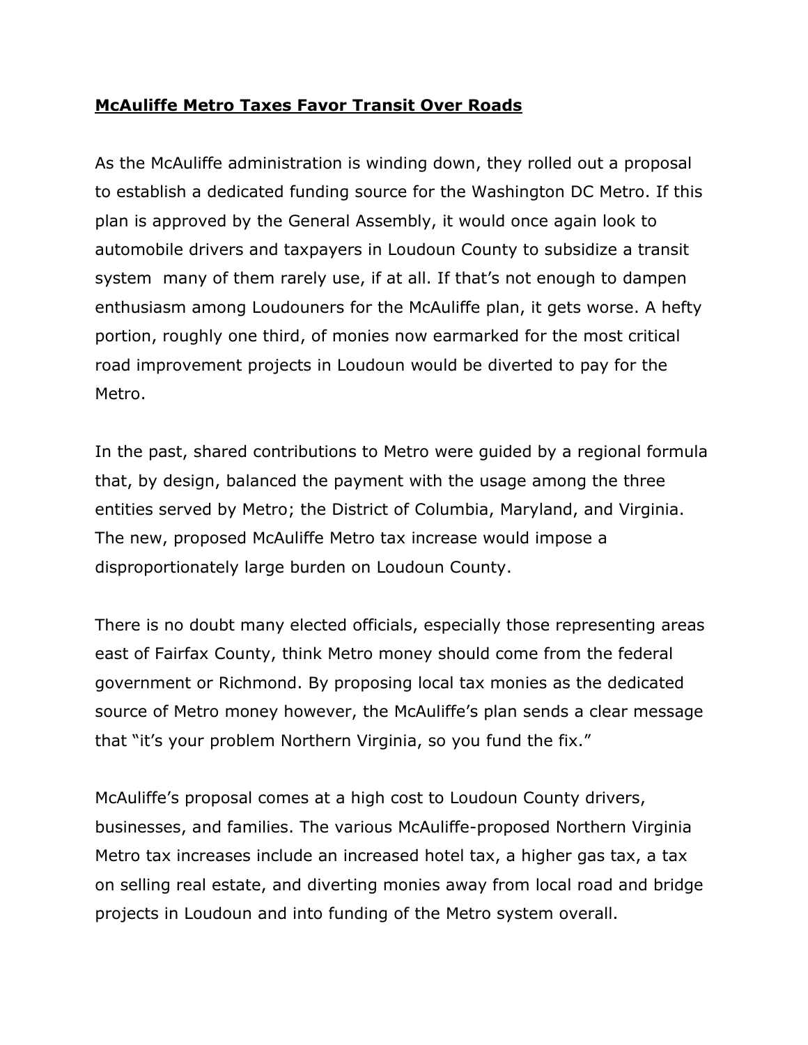**McAuliffe Metro Taxes Favor Transit Over Roads**

As the McAuliffe administration is winding down, they rolled out a proposal to establish a dedicated funding source for the Washington DC Metro. If this plan is approved by the General Assembly, it would once again look to automobile drivers and taxpayers in Loudoun County to subsidize a transit system many of them rarely use, if at all. If that's not enough to dampen enthusiasm among Loudouners for the McAuliffe plan, it gets worse. A hefty portion, roughly one third, of monies now earmarked for the most critical road improvement projects in Loudoun would be diverted to pay for the Metro.

In the past, shared contributions to Metro were guided by a regional formula that, by design, balanced the payment with the usage among the three entities served by Metro; the District of Columbia, Maryland, and Virginia. The new, proposed McAuliffe Metro tax increase would impose a disproportionately large burden on Loudoun County.

There is no doubt many elected officials, especially those representing areas east of Fairfax County, think Metro money should come from the federal government or Richmond. By proposing local tax monies as the dedicated source of Metro money however, the McAuliffe's plan sends a clear message that "it's your problem Northern Virginia, so you fund the fix."

McAuliffe's proposal comes at a high cost to Loudoun County drivers, businesses, and families. The various McAuliffe-proposed Northern Virginia Metro tax increases include an increased hotel tax, a higher gas tax, a tax on selling real estate, and diverting monies away from local road and bridge projects in Loudoun and into funding of the Metro system overall.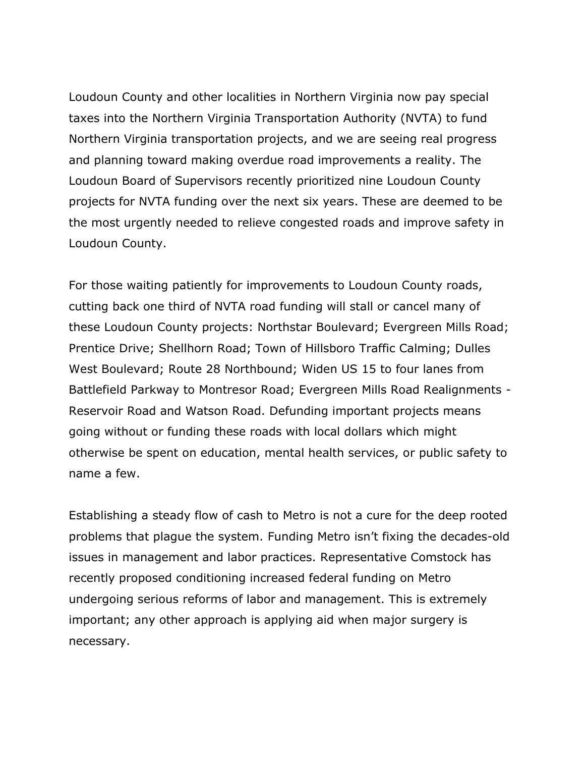Loudoun County and other localities in Northern Virginia now pay special taxes into the Northern Virginia Transportation Authority (NVTA) to fund Northern Virginia transportation projects, and we are seeing real progress and planning toward making overdue road improvements a reality. The Loudoun Board of Supervisors recently prioritized nine Loudoun County projects for NVTA funding over the next six years. These are deemed to be the most urgently needed to relieve congested roads and improve safety in Loudoun County.

For those waiting patiently for improvements to Loudoun County roads, cutting back one third of NVTA road funding will stall or cancel many of these Loudoun County projects: Northstar Boulevard; Evergreen Mills Road; Prentice Drive; Shellhorn Road; Town of Hillsboro Traffic Calming; Dulles West Boulevard; Route 28 Northbound; Widen US 15 to four lanes from Battlefield Parkway to Montresor Road; Evergreen Mills Road Realignments - Reservoir Road and Watson Road. Defunding important projects means going without or funding these roads with local dollars which might otherwise be spent on education, mental health services, or public safety to name a few.

Establishing a steady flow of cash to Metro is not a cure for the deep rooted problems that plague the system. Funding Metro isn't fixing the decades-old issues in management and labor practices. Representative Comstock has recently proposed conditioning increased federal funding on Metro undergoing serious reforms of labor and management. This is extremely important; any other approach is applying aid when major surgery is necessary.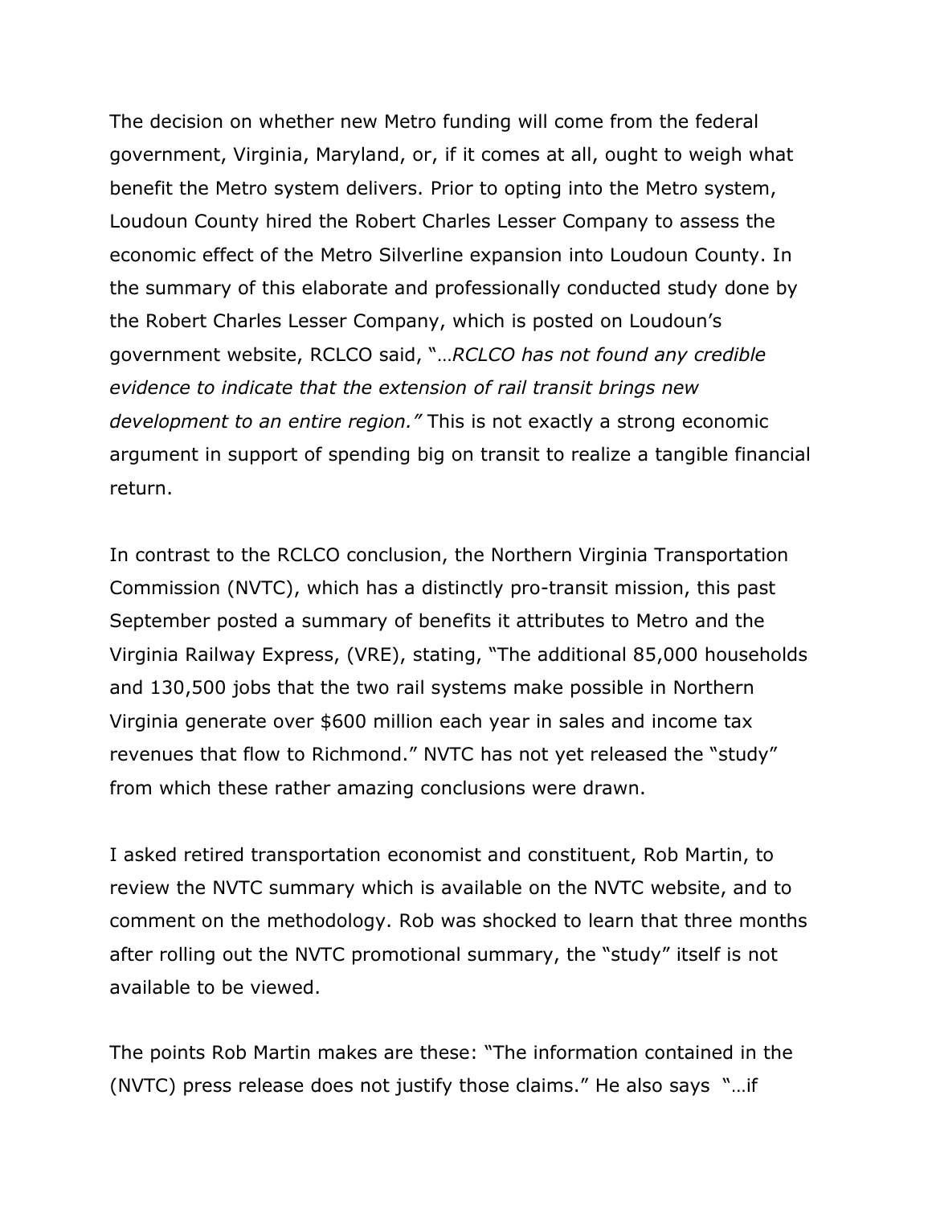The decision on whether new Metro funding will come from the federal government, Virginia, Maryland, or, if it comes at all, ought to weigh what benefit the Metro system delivers. Prior to opting into the Metro system, Loudoun County hired the Robert Charles Lesser Company to assess the economic effect of the Metro Silverline expansion into Loudoun County. In the summary of this elaborate and professionally conducted study done by the Robert Charles Lesser Company, which is posted on Loudoun's government website, RCLCO said, "*…RCLCO has not found any credible evidence to indicate that the extension of rail transit brings new development to an entire region."* This is not exactly a strong economic argument in support of spending big on transit to realize a tangible financial return.

In contrast to the RCLCO conclusion, the Northern Virginia Transportation Commission (NVTC), which has a distinctly pro-transit mission, this past September posted a summary of benefits it attributes to Metro and the Virginia Railway Express, (VRE), stating, "The additional 85,000 households and 130,500 jobs that the two rail systems make possible in Northern Virginia generate over $600 million each year in sales and income tax revenues that flow to Richmond." NVTC has not yet released the "study" from which these rather amazing conclusions were drawn.

I asked retired transportation economist and constituent, Rob Martin, to review the NVTC summary which is available on the NVTC website, and to comment on the methodology. Rob was shocked to learn that three months after rolling out the NVTC promotional summary, the "study" itself is not available to be viewed.

The points Rob Martin makes are these: "The information contained in the (NVTC) press release does not justify those claims." He also says "…if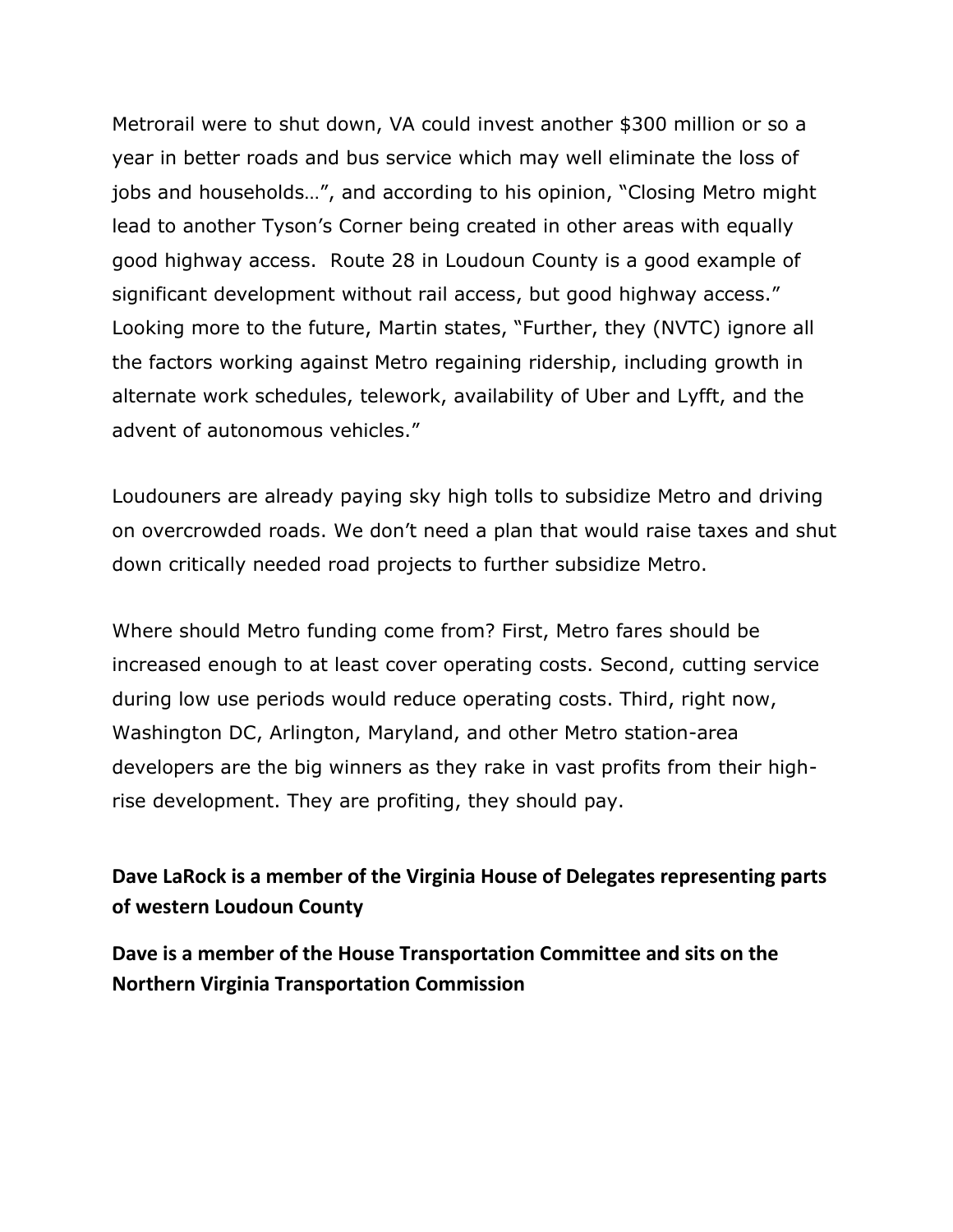Metrorail were to shut down, VA could invest another $300 million or so a year in better roads and bus service which may well eliminate the loss of jobs and households…", and according to his opinion, "Closing Metro might lead to another Tyson's Corner being created in other areas with equally good highway access. Route 28 in Loudoun County is a good example of significant development without rail access, but good highway access." Looking more to the future, Martin states, "Further, they (NVTC) ignore all the factors working against Metro regaining ridership, including growth in alternate work schedules, telework, availability of Uber and Lyfft, and the advent of autonomous vehicles."

Loudouners are already paying sky high tolls to subsidize Metro and driving on overcrowded roads. We don't need a plan that would raise taxes and shut down critically needed road projects to further subsidize Metro.

Where should Metro funding come from? First, Metro fares should be increased enough to at least cover operating costs. Second, cutting service during low use periods would reduce operating costs. Third, right now, Washington DC, Arlington, Maryland, and other Metro station-area developers are the big winners as they rake in vast profits from their high-rise development. They are profiting, they should pay.

**Dave LaRock is a member of the Virginia House of Delegates representing parts of western Loudoun County**

**Dave is a member of the House Transportation Committee and sits on the Northern Virginia Transportation Commission**